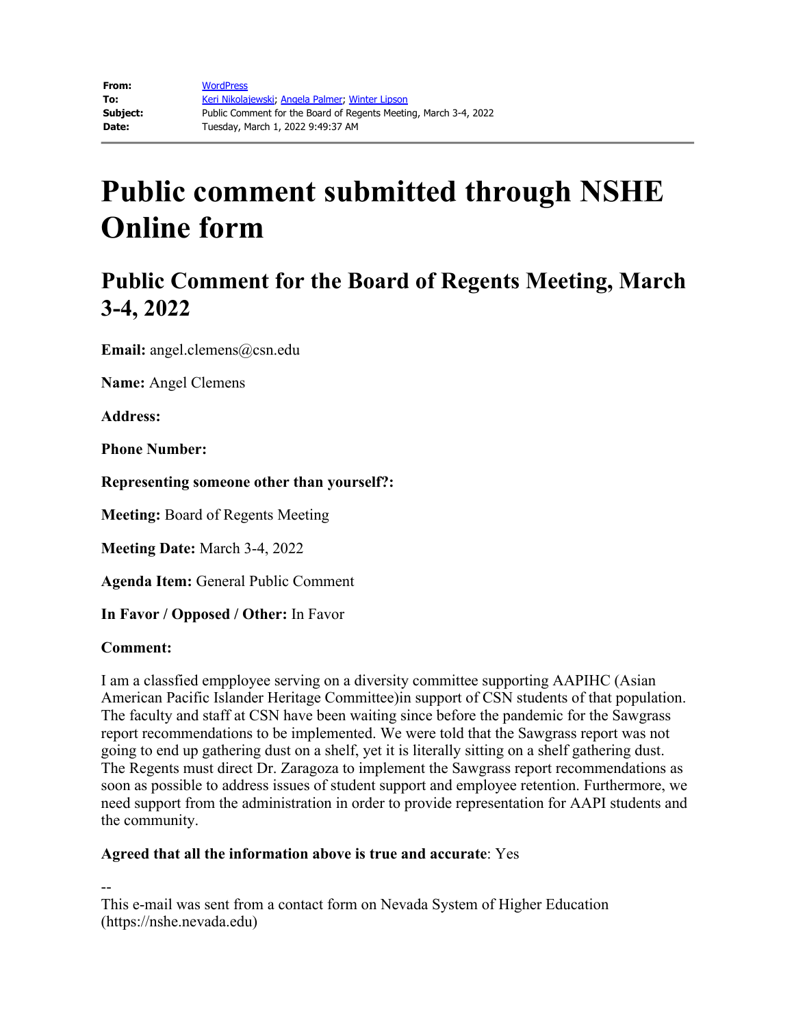**From:** WordPress
**To:** Keri Nikolajewski; Angela Palmer; Winter Lipson
**Subject:** Public Comment for the Board of Regents Meeting, March 3-4, 2022
**Date:** Tuesday, March 1, 2022 9:49:37 AM

# Public comment submitted through NSHE Online form

## Public Comment for the Board of Regents Meeting, March 3-4, 2022

**Email:** angel.clemens@csn.edu

**Name:** Angel Clemens

**Address:**

**Phone Number:**

**Representing someone other than yourself?:**

**Meeting:** Board of Regents Meeting

**Meeting Date:** March 3-4, 2022

**Agenda Item:** General Public Comment

**In Favor / Opposed / Other:** In Favor

**Comment:**

I am a classfied empployee serving on a diversity committee supporting AAPIHC (Asian American Pacific Islander Heritage Committee)in support of CSN students of that population. The faculty and staff at CSN have been waiting since before the pandemic for the Sawgrass report recommendations to be implemented. We were told that the Sawgrass report was not going to end up gathering dust on a shelf, yet it is literally sitting on a shelf gathering dust. The Regents must direct Dr. Zaragoza to implement the Sawgrass report recommendations as soon as possible to address issues of student support and employee retention. Furthermore, we need support from the administration in order to provide representation for AAPI students and the community.

**Agreed that all the information above is true and accurate**: Yes

--
This e-mail was sent from a contact form on Nevada System of Higher Education (https://nshe.nevada.edu)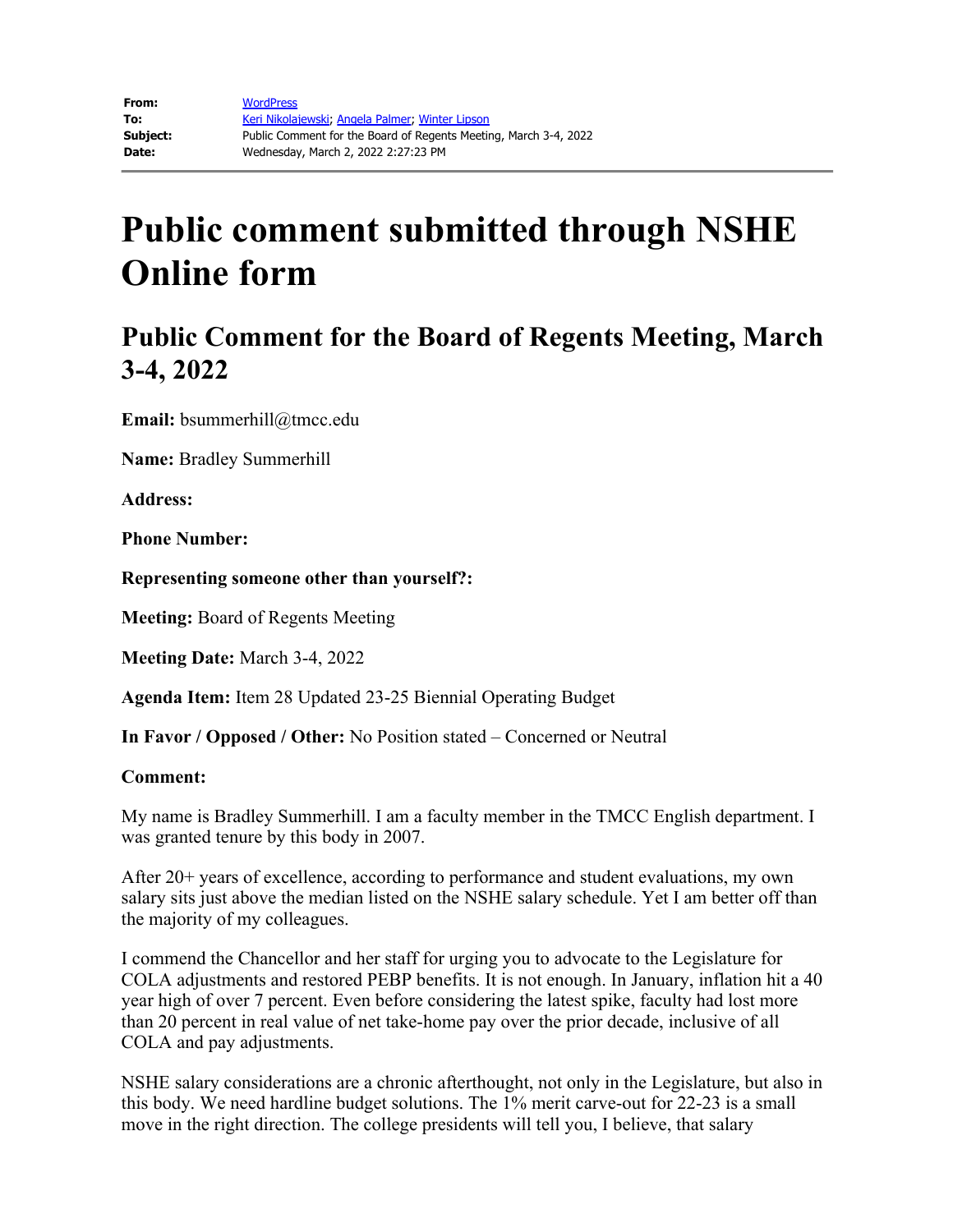| | |
|---|---|
| **From:** | WordPress |
| **To:** | Keri Nikolajewski; Angela Palmer; Winter Lipson |
| **Subject:** | Public Comment for the Board of Regents Meeting, March 3-4, 2022 |
| **Date:** | Wednesday, March 2, 2022 2:27:23 PM |

# Public comment submitted through NSHE Online form

## Public Comment for the Board of Regents Meeting, March 3-4, 2022

**Email:** bsummerhill@tmcc.edu

**Name:** Bradley Summerhill

**Address:**

**Phone Number:**

**Representing someone other than yourself?:**

**Meeting:** Board of Regents Meeting

**Meeting Date:** March 3-4, 2022

**Agenda Item:** Item 28 Updated 23-25 Biennial Operating Budget

**In Favor / Opposed / Other:** No Position stated – Concerned or Neutral

**Comment:**

My name is Bradley Summerhill. I am a faculty member in the TMCC English department. I was granted tenure by this body in 2007.

After 20+ years of excellence, according to performance and student evaluations, my own salary sits just above the median listed on the NSHE salary schedule. Yet I am better off than the majority of my colleagues.

I commend the Chancellor and her staff for urging you to advocate to the Legislature for COLA adjustments and restored PEBP benefits. It is not enough. In January, inflation hit a 40 year high of over 7 percent. Even before considering the latest spike, faculty had lost more than 20 percent in real value of net take-home pay over the prior decade, inclusive of all COLA and pay adjustments.

NSHE salary considerations are a chronic afterthought, not only in the Legislature, but also in this body. We need hardline budget solutions. The 1% merit carve-out for 22-23 is a small move in the right direction. The college presidents will tell you, I believe, that salary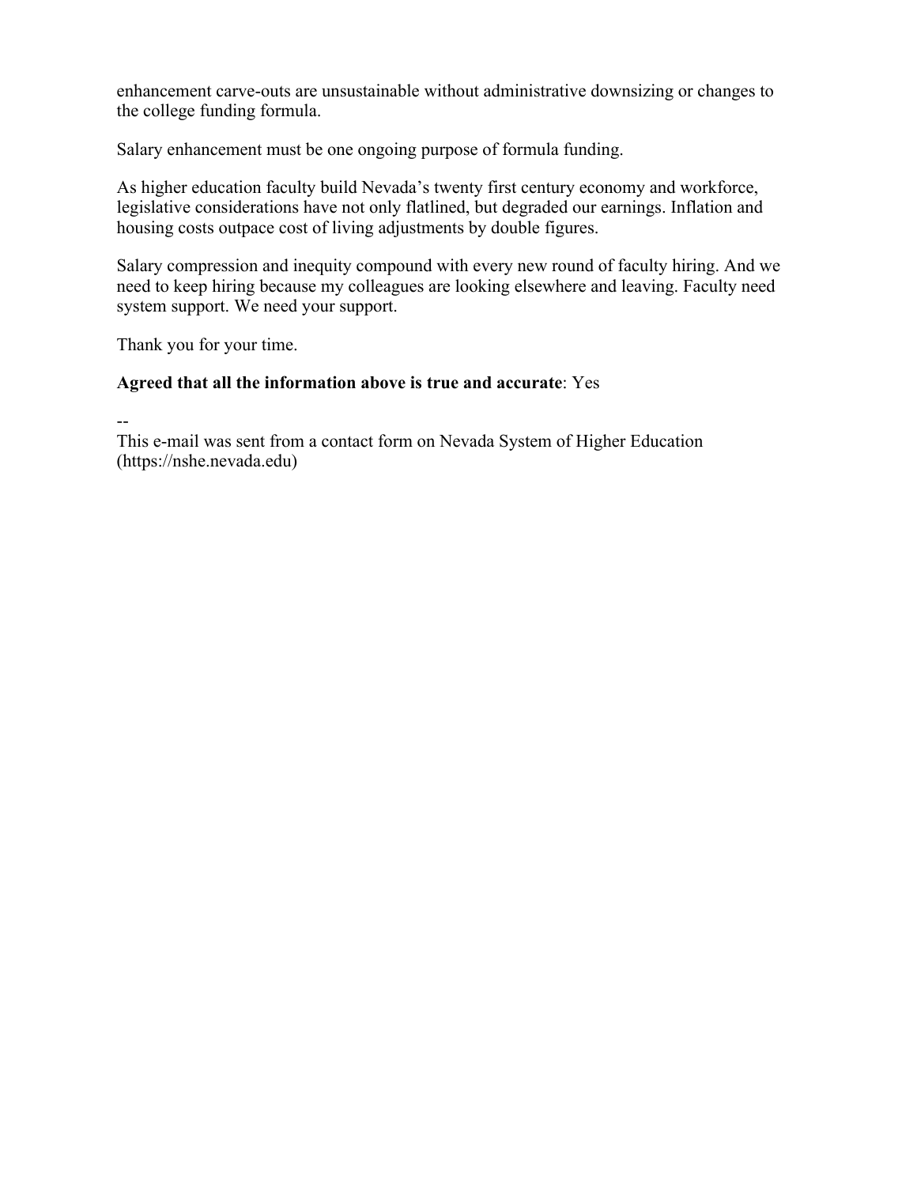enhancement carve-outs are unsustainable without administrative downsizing or changes to the college funding formula.

Salary enhancement must be one ongoing purpose of formula funding.

As higher education faculty build Nevada's twenty first century economy and workforce, legislative considerations have not only flatlined, but degraded our earnings. Inflation and housing costs outpace cost of living adjustments by double figures.

Salary compression and inequity compound with every new round of faculty hiring. And we need to keep hiring because my colleagues are looking elsewhere and leaving. Faculty need system support. We need your support.

Thank you for your time.

**Agreed that all the information above is true and accurate**: Yes

--
This e-mail was sent from a contact form on Nevada System of Higher Education (https://nshe.nevada.edu)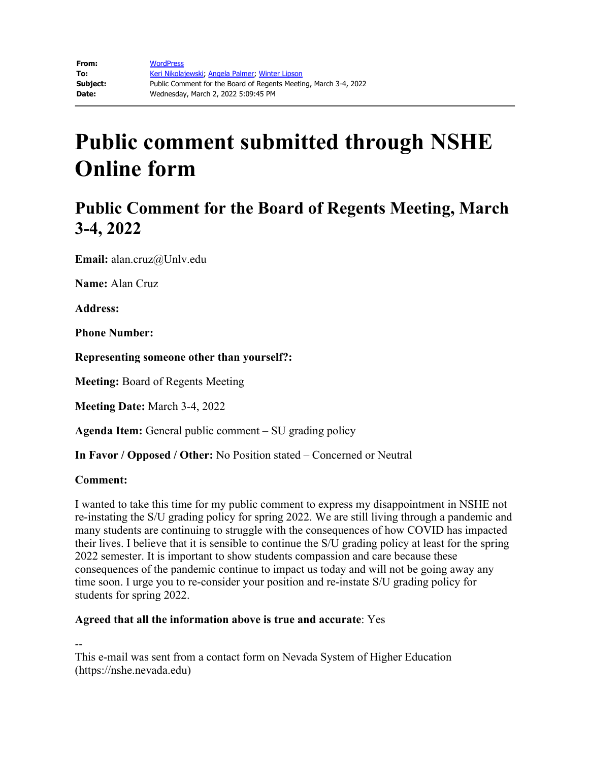| | |
|---|---|
| **From:** | WordPress |
| **To:** | Keri Nikolajewski; Angela Palmer; Winter Lipson |
| **Subject:** | Public Comment for the Board of Regents Meeting, March 3-4, 2022 |
| **Date:** | Wednesday, March 2, 2022 5:09:45 PM |

# Public comment submitted through NSHE Online form

## Public Comment for the Board of Regents Meeting, March 3-4, 2022

**Email:** alan.cruz@Unlv.edu

**Name:** Alan Cruz

**Address:**

**Phone Number:**

**Representing someone other than yourself?:**

**Meeting:** Board of Regents Meeting

**Meeting Date:** March 3-4, 2022

**Agenda Item:** General public comment – SU grading policy

**In Favor / Opposed / Other:** No Position stated – Concerned or Neutral

**Comment:**

I wanted to take this time for my public comment to express my disappointment in NSHE not re-instating the S/U grading policy for spring 2022. We are still living through a pandemic and many students are continuing to struggle with the consequences of how COVID has impacted their lives. I believe that it is sensible to continue the S/U grading policy at least for the spring 2022 semester. It is important to show students compassion and care because these consequences of the pandemic continue to impact us today and will not be going away any time soon. I urge you to re-consider your position and re-instate S/U grading policy for students for spring 2022.

**Agreed that all the information above is true and accurate**: Yes

--
This e-mail was sent from a contact form on Nevada System of Higher Education (https://nshe.nevada.edu)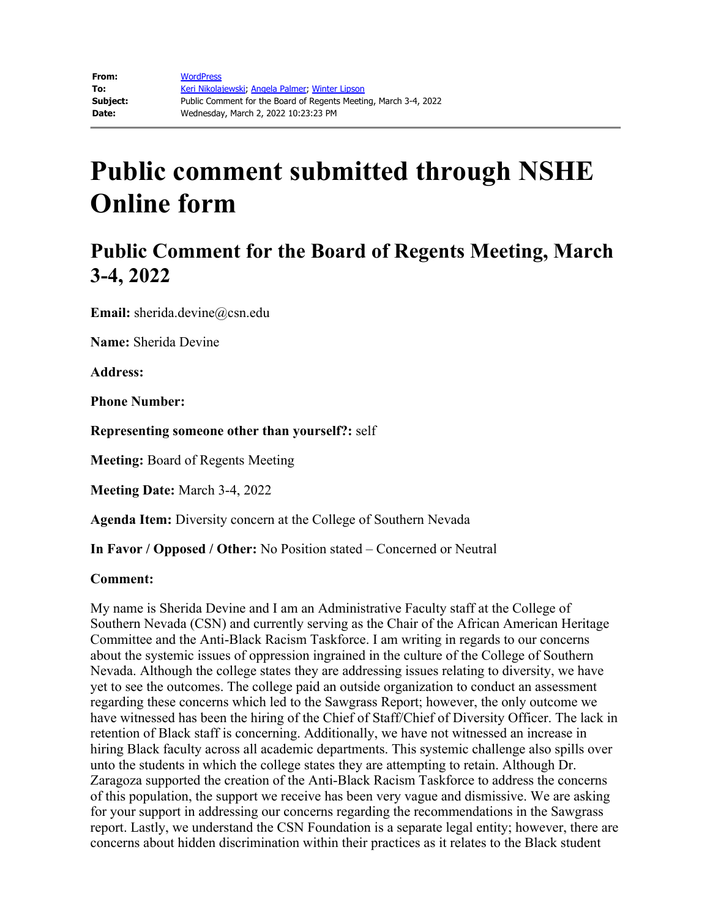**From:** WordPress
**To:** Keri Nikolajewski; Angela Palmer; Winter Lipson
**Subject:** Public Comment for the Board of Regents Meeting, March 3-4, 2022
**Date:** Wednesday, March 2, 2022 10:23:23 PM

# Public comment submitted through NSHE Online form

## Public Comment for the Board of Regents Meeting, March 3-4, 2022

**Email:** sherida.devine@csn.edu

**Name:** Sherida Devine

**Address:**

**Phone Number:**

**Representing someone other than yourself?:** self

**Meeting:** Board of Regents Meeting

**Meeting Date:** March 3-4, 2022

**Agenda Item:** Diversity concern at the College of Southern Nevada

**In Favor / Opposed / Other:** No Position stated – Concerned or Neutral

**Comment:**

My name is Sherida Devine and I am an Administrative Faculty staff at the College of Southern Nevada (CSN) and currently serving as the Chair of the African American Heritage Committee and the Anti-Black Racism Taskforce. I am writing in regards to our concerns about the systemic issues of oppression ingrained in the culture of the College of Southern Nevada. Although the college states they are addressing issues relating to diversity, we have yet to see the outcomes. The college paid an outside organization to conduct an assessment regarding these concerns which led to the Sawgrass Report; however, the only outcome we have witnessed has been the hiring of the Chief of Staff/Chief of Diversity Officer. The lack in retention of Black staff is concerning. Additionally, we have not witnessed an increase in hiring Black faculty across all academic departments. This systemic challenge also spills over unto the students in which the college states they are attempting to retain. Although Dr. Zaragoza supported the creation of the Anti-Black Racism Taskforce to address the concerns of this population, the support we receive has been very vague and dismissive. We are asking for your support in addressing our concerns regarding the recommendations in the Sawgrass report. Lastly, we understand the CSN Foundation is a separate legal entity; however, there are concerns about hidden discrimination within their practices as it relates to the Black student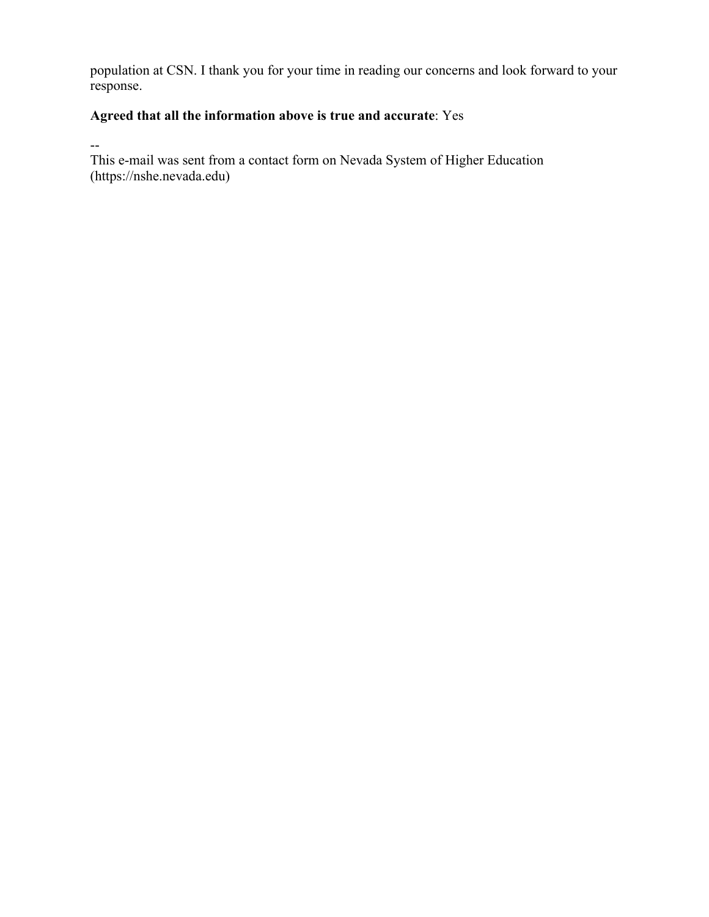population at CSN. I thank you for your time in reading our concerns and look forward to your response.

**Agreed that all the information above is true and accurate**: Yes

--
This e-mail was sent from a contact form on Nevada System of Higher Education (https://nshe.nevada.edu)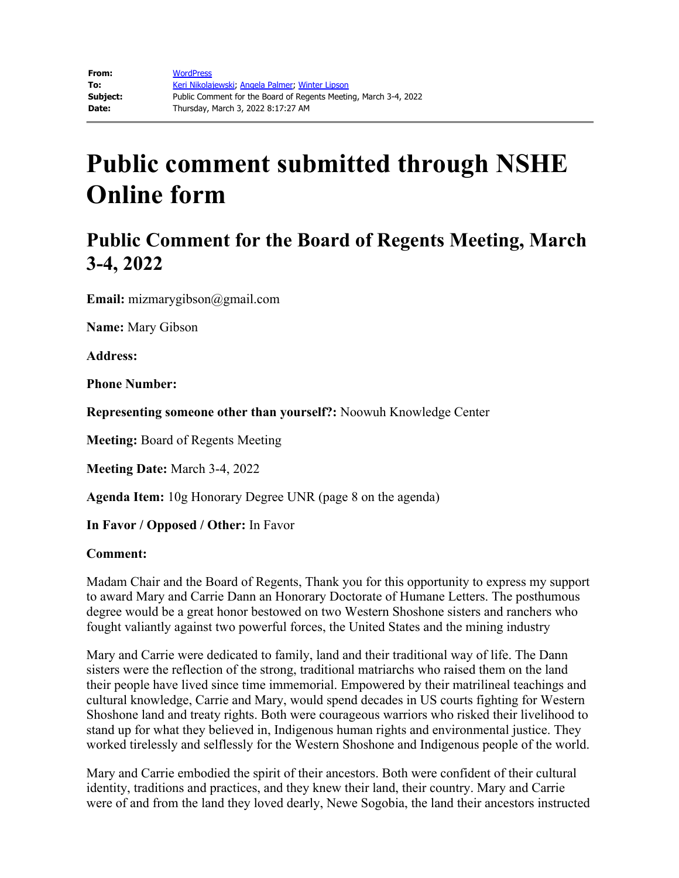**From:** WordPress
**To:** Keri Nikolajewski; Angela Palmer; Winter Lipson
**Subject:** Public Comment for the Board of Regents Meeting, March 3-4, 2022
**Date:** Thursday, March 3, 2022 8:17:27 AM

# Public comment submitted through NSHE Online form

## Public Comment for the Board of Regents Meeting, March 3-4, 2022

**Email:** mizmarygibson@gmail.com

**Name:** Mary Gibson

**Address:**

**Phone Number:**

**Representing someone other than yourself?:** Noowuh Knowledge Center

**Meeting:** Board of Regents Meeting

**Meeting Date:** March 3-4, 2022

**Agenda Item:** 10g Honorary Degree UNR (page 8 on the agenda)

**In Favor / Opposed / Other:** In Favor

**Comment:**

Madam Chair and the Board of Regents, Thank you for this opportunity to express my support to award Mary and Carrie Dann an Honorary Doctorate of Humane Letters. The posthumous degree would be a great honor bestowed on two Western Shoshone sisters and ranchers who fought valiantly against two powerful forces, the United States and the mining industry

Mary and Carrie were dedicated to family, land and their traditional way of life. The Dann sisters were the reflection of the strong, traditional matriarchs who raised them on the land their people have lived since time immemorial. Empowered by their matrilineal teachings and cultural knowledge, Carrie and Mary, would spend decades in US courts fighting for Western Shoshone land and treaty rights. Both were courageous warriors who risked their livelihood to stand up for what they believed in, Indigenous human rights and environmental justice. They worked tirelessly and selflessly for the Western Shoshone and Indigenous people of the world.

Mary and Carrie embodied the spirit of their ancestors. Both were confident of their cultural identity, traditions and practices, and they knew their land, their country. Mary and Carrie were of and from the land they loved dearly, Newe Sogobia, the land their ancestors instructed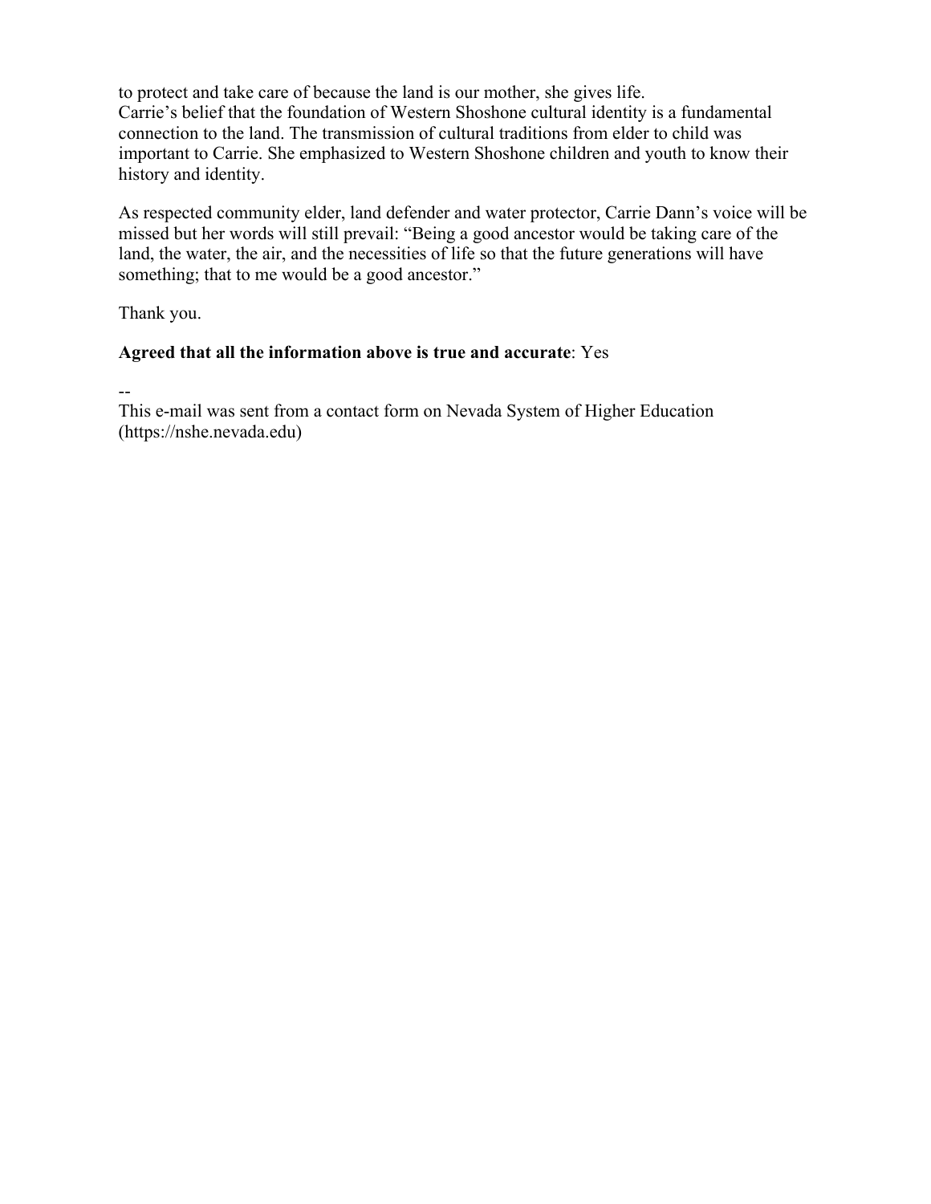to protect and take care of because the land is our mother, she gives life.
Carrie's belief that the foundation of Western Shoshone cultural identity is a fundamental connection to the land. The transmission of cultural traditions from elder to child was important to Carrie. She emphasized to Western Shoshone children and youth to know their history and identity.

As respected community elder, land defender and water protector, Carrie Dann's voice will be missed but her words will still prevail: "Being a good ancestor would be taking care of the land, the water, the air, and the necessities of life so that the future generations will have something; that to me would be a good ancestor."

Thank you.

**Agreed that all the information above is true and accurate**: Yes

--
This e-mail was sent from a contact form on Nevada System of Higher Education (https://nshe.nevada.edu)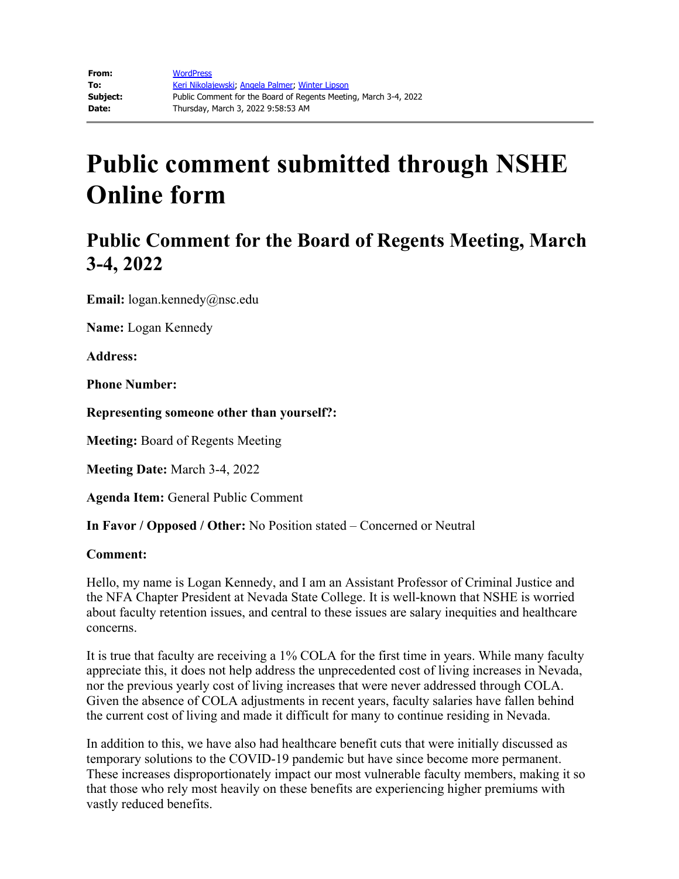| **From:** | WordPress |
|---|---|
| **To:** | Keri Nikolajewski; Angela Palmer; Winter Lipson |
| **Subject:** | Public Comment for the Board of Regents Meeting, March 3-4, 2022 |
| **Date:** | Thursday, March 3, 2022 9:58:53 AM |

# Public comment submitted through NSHE Online form

## Public Comment for the Board of Regents Meeting, March 3-4, 2022

**Email:** logan.kennedy@nsc.edu

**Name:** Logan Kennedy

**Address:**

**Phone Number:**

**Representing someone other than yourself?:**

**Meeting:** Board of Regents Meeting

**Meeting Date:** March 3-4, 2022

**Agenda Item:** General Public Comment

**In Favor / Opposed / Other:** No Position stated – Concerned or Neutral

**Comment:**

Hello, my name is Logan Kennedy, and I am an Assistant Professor of Criminal Justice and the NFA Chapter President at Nevada State College. It is well-known that NSHE is worried about faculty retention issues, and central to these issues are salary inequities and healthcare concerns.

It is true that faculty are receiving a 1% COLA for the first time in years. While many faculty appreciate this, it does not help address the unprecedented cost of living increases in Nevada, nor the previous yearly cost of living increases that were never addressed through COLA. Given the absence of COLA adjustments in recent years, faculty salaries have fallen behind the current cost of living and made it difficult for many to continue residing in Nevada.

In addition to this, we have also had healthcare benefit cuts that were initially discussed as temporary solutions to the COVID-19 pandemic but have since become more permanent. These increases disproportionately impact our most vulnerable faculty members, making it so that those who rely most heavily on these benefits are experiencing higher premiums with vastly reduced benefits.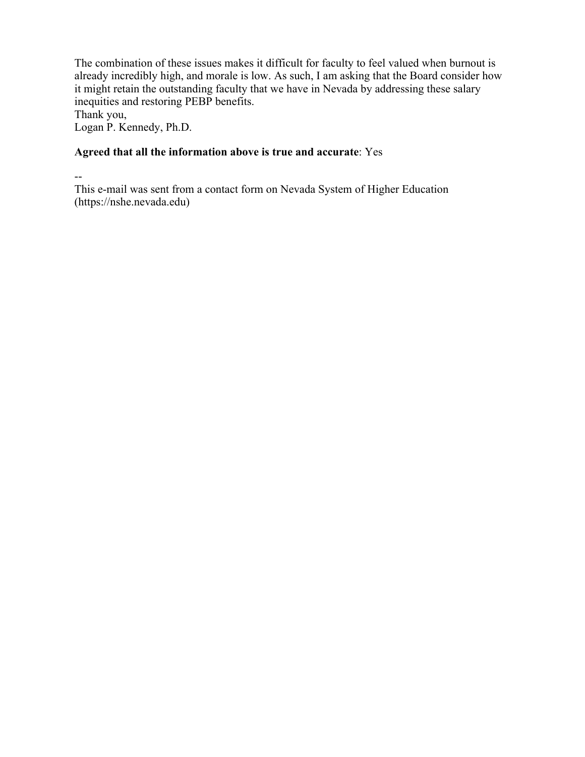The combination of these issues makes it difficult for faculty to feel valued when burnout is already incredibly high, and morale is low. As such, I am asking that the Board consider how it might retain the outstanding faculty that we have in Nevada by addressing these salary inequities and restoring PEBP benefits.
Thank you,
Logan P. Kennedy, Ph.D.

**Agreed that all the information above is true and accurate**: Yes

--
This e-mail was sent from a contact form on Nevada System of Higher Education (https://nshe.nevada.edu)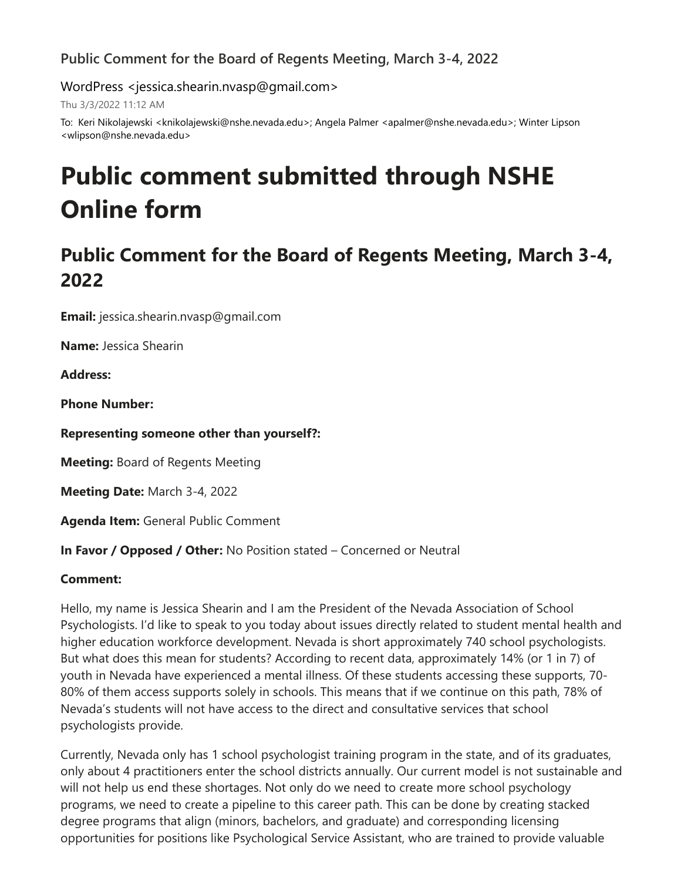Public Comment for the Board of Regents Meeting, March 3-4, 2022

WordPress <jessica.shearin.nvasp@gmail.com>

Thu 3/3/2022 11:12 AM

To: Keri Nikolajewski <knikolajewski@nshe.nevada.edu>; Angela Palmer <apalmer@nshe.nevada.edu>; Winter Lipson <wlipson@nshe.nevada.edu>

# Public comment submitted through NSHE Online form

## Public Comment for the Board of Regents Meeting, March 3-4, 2022

**Email:** jessica.shearin.nvasp@gmail.com

**Name:** Jessica Shearin

**Address:**

**Phone Number:**

**Representing someone other than yourself?:**

**Meeting:** Board of Regents Meeting

**Meeting Date:** March 3-4, 2022

**Agenda Item:** General Public Comment

**In Favor / Opposed / Other:** No Position stated – Concerned or Neutral

**Comment:**

Hello, my name is Jessica Shearin and I am the President of the Nevada Association of School Psychologists. I'd like to speak to you today about issues directly related to student mental health and higher education workforce development. Nevada is short approximately 740 school psychologists. But what does this mean for students? According to recent data, approximately 14% (or 1 in 7) of youth in Nevada have experienced a mental illness. Of these students accessing these supports, 70-80% of them access supports solely in schools. This means that if we continue on this path, 78% of Nevada's students will not have access to the direct and consultative services that school psychologists provide.

Currently, Nevada only has 1 school psychologist training program in the state, and of its graduates, only about 4 practitioners enter the school districts annually. Our current model is not sustainable and will not help us end these shortages. Not only do we need to create more school psychology programs, we need to create a pipeline to this career path. This can be done by creating stacked degree programs that align (minors, bachelors, and graduate) and corresponding licensing opportunities for positions like Psychological Service Assistant, who are trained to provide valuable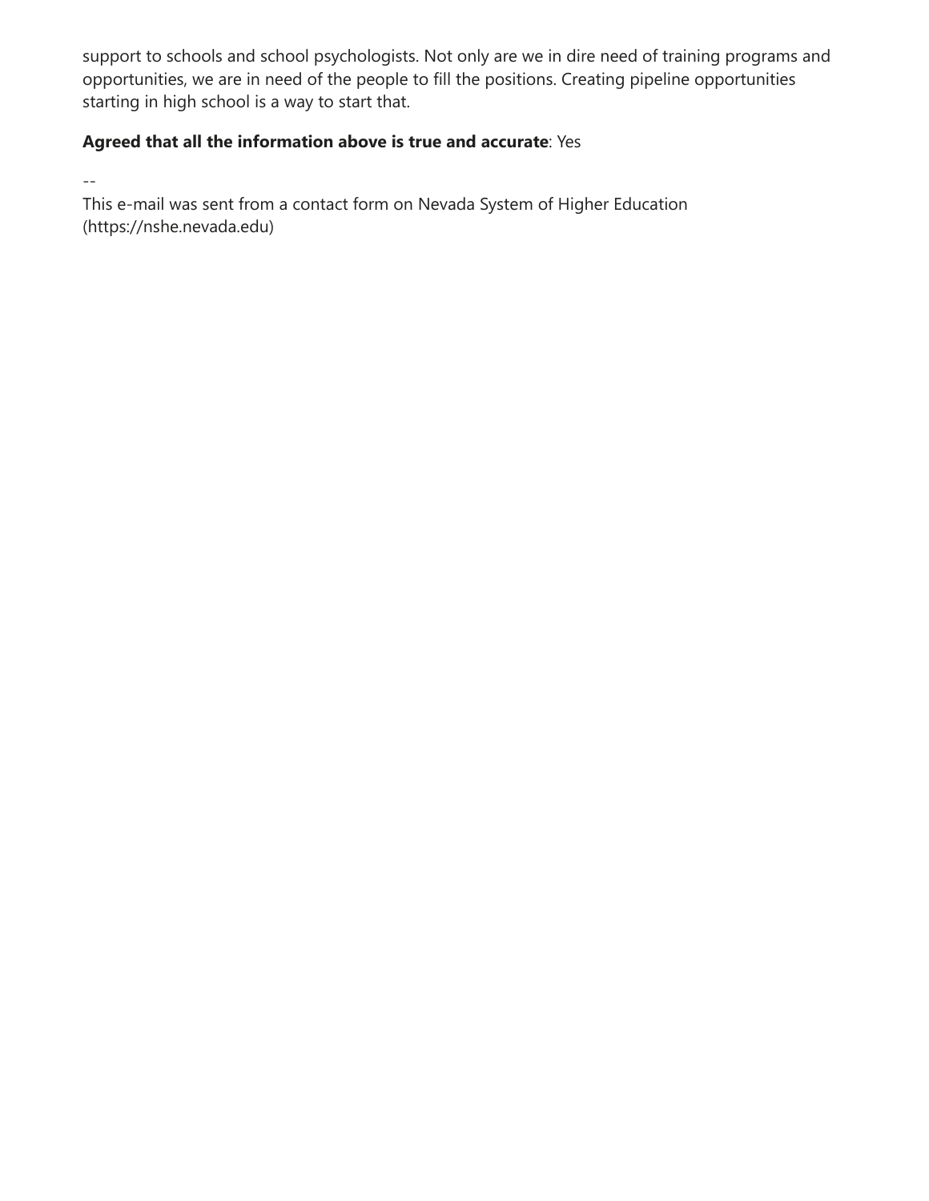support to schools and school psychologists. Not only are we in dire need of training programs and opportunities, we are in need of the people to fill the positions. Creating pipeline opportunities starting in high school is a way to start that.

**Agreed that all the information above is true and accurate**: Yes

--

This e-mail was sent from a contact form on Nevada System of Higher Education (https://nshe.nevada.edu)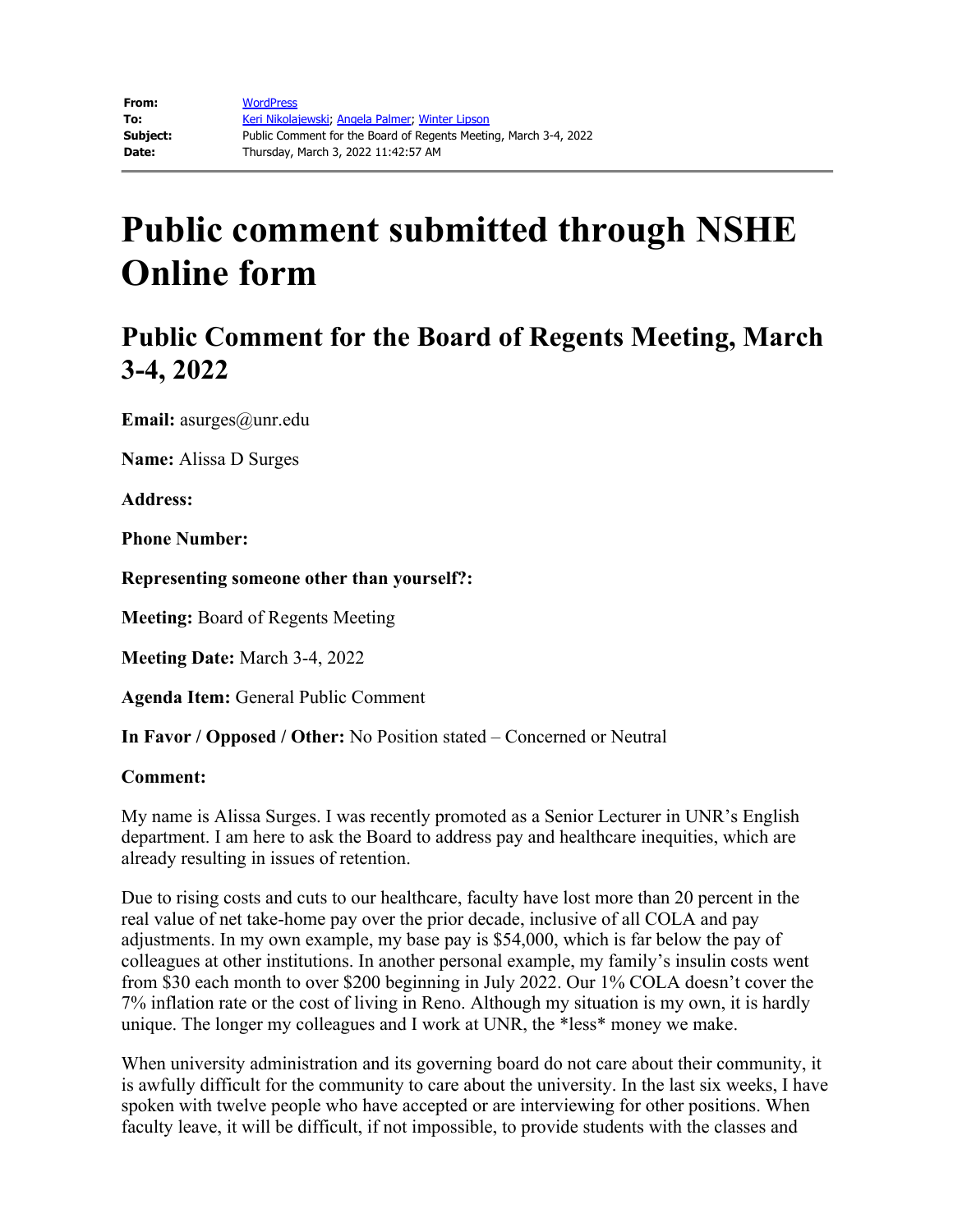| | |
|---|---|
| **From:** | WordPress |
| **To:** | Keri Nikolajewski; Angela Palmer; Winter Lipson |
| **Subject:** | Public Comment for the Board of Regents Meeting, March 3-4, 2022 |
| **Date:** | Thursday, March 3, 2022 11:42:57 AM |

# Public comment submitted through NSHE Online form

## Public Comment for the Board of Regents Meeting, March 3-4, 2022

**Email:** asurges@unr.edu

**Name:** Alissa D Surges

**Address:**

**Phone Number:**

**Representing someone other than yourself?:**

**Meeting:** Board of Regents Meeting

**Meeting Date:** March 3-4, 2022

**Agenda Item:** General Public Comment

**In Favor / Opposed / Other:** No Position stated – Concerned or Neutral

**Comment:**

My name is Alissa Surges. I was recently promoted as a Senior Lecturer in UNR's English department. I am here to ask the Board to address pay and healthcare inequities, which are already resulting in issues of retention.

Due to rising costs and cuts to our healthcare, faculty have lost more than 20 percent in the real value of net take-home pay over the prior decade, inclusive of all COLA and pay adjustments. In my own example, my base pay is $54,000, which is far below the pay of colleagues at other institutions. In another personal example, my family's insulin costs went from $30 each month to over $200 beginning in July 2022. Our 1% COLA doesn't cover the 7% inflation rate or the cost of living in Reno. Although my situation is my own, it is hardly unique. The longer my colleagues and I work at UNR, the *less* money we make.

When university administration and its governing board do not care about their community, it is awfully difficult for the community to care about the university. In the last six weeks, I have spoken with twelve people who have accepted or are interviewing for other positions. When faculty leave, it will be difficult, if not impossible, to provide students with the classes and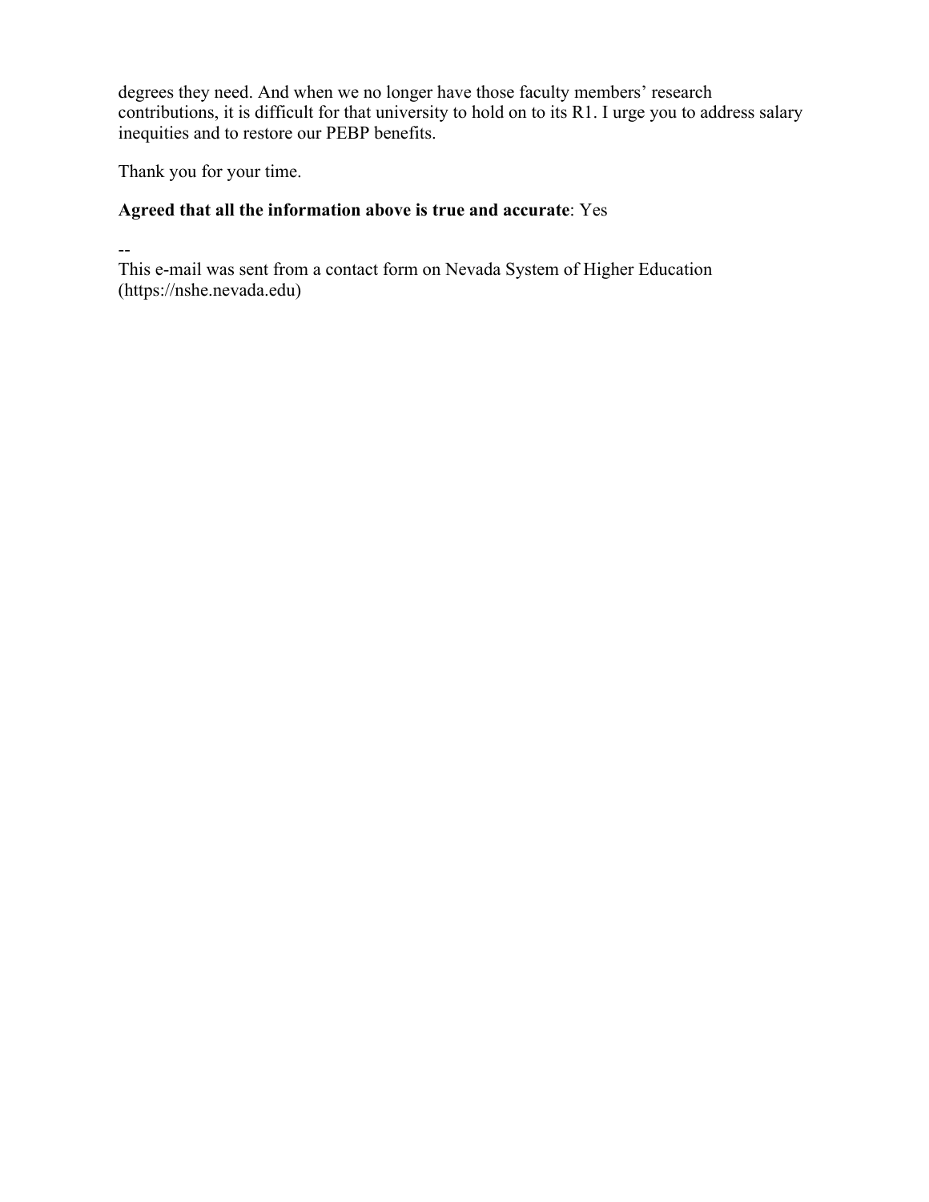degrees they need. And when we no longer have those faculty members' research contributions, it is difficult for that university to hold on to its R1. I urge you to address salary inequities and to restore our PEBP benefits.

Thank you for your time.

**Agreed that all the information above is true and accurate**: Yes

--
This e-mail was sent from a contact form on Nevada System of Higher Education (https://nshe.nevada.edu)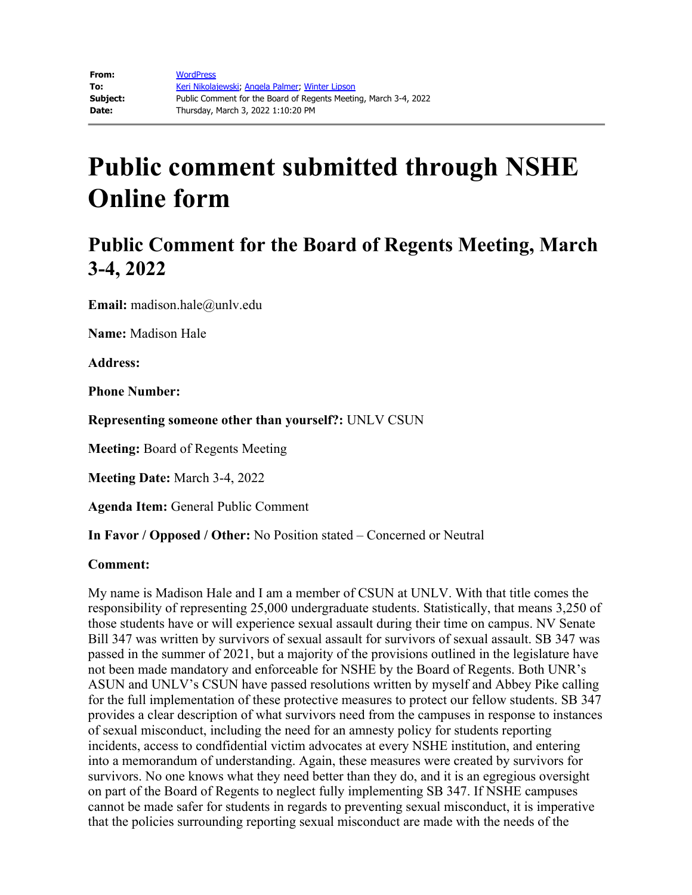| | |
|---|---|
| **From:** | WordPress |
| **To:** | Keri Nikolajewski; Angela Palmer; Winter Lipson |
| **Subject:** | Public Comment for the Board of Regents Meeting, March 3-4, 2022 |
| **Date:** | Thursday, March 3, 2022 1:10:20 PM |

# Public comment submitted through NSHE Online form

## Public Comment for the Board of Regents Meeting, March 3-4, 2022

**Email:** madison.hale@unlv.edu

**Name:** Madison Hale

**Address:**

**Phone Number:**

**Representing someone other than yourself?:** UNLV CSUN

**Meeting:** Board of Regents Meeting

**Meeting Date:** March 3-4, 2022

**Agenda Item:** General Public Comment

**In Favor / Opposed / Other:** No Position stated – Concerned or Neutral

**Comment:**

My name is Madison Hale and I am a member of CSUN at UNLV. With that title comes the responsibility of representing 25,000 undergraduate students. Statistically, that means 3,250 of those students have or will experience sexual assault during their time on campus. NV Senate Bill 347 was written by survivors of sexual assault for survivors of sexual assault. SB 347 was passed in the summer of 2021, but a majority of the provisions outlined in the legislature have not been made mandatory and enforceable for NSHE by the Board of Regents. Both UNR's ASUN and UNLV's CSUN have passed resolutions written by myself and Abbey Pike calling for the full implementation of these protective measures to protect our fellow students. SB 347 provides a clear description of what survivors need from the campuses in response to instances of sexual misconduct, including the need for an amnesty policy for students reporting incidents, access to condfidential victim advocates at every NSHE institution, and entering into a memorandum of understanding. Again, these measures were created by survivors for survivors. No one knows what they need better than they do, and it is an egregious oversight on part of the Board of Regents to neglect fully implementing SB 347. If NSHE campuses cannot be made safer for students in regards to preventing sexual misconduct, it is imperative that the policies surrounding reporting sexual misconduct are made with the needs of the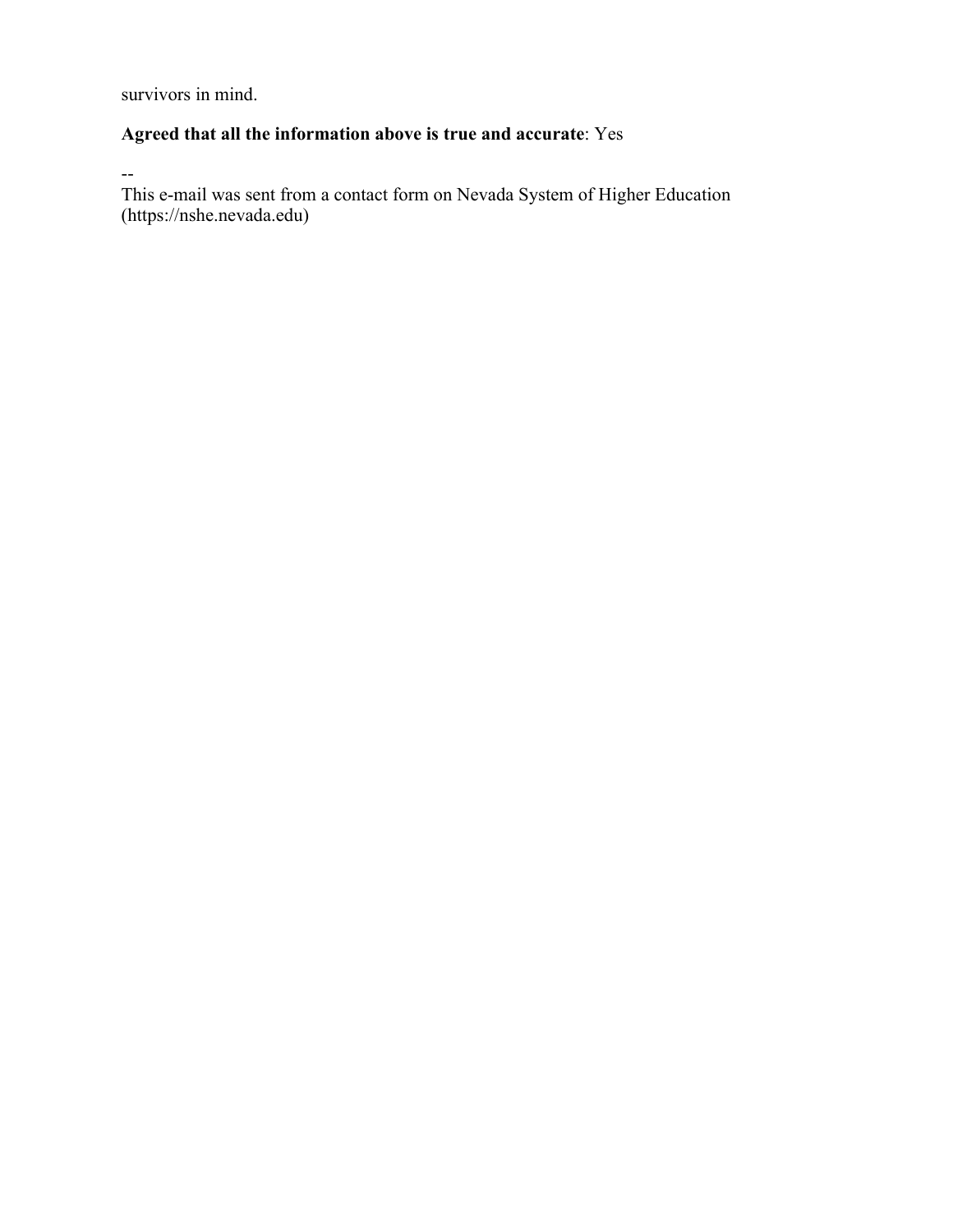survivors in mind.

**Agreed that all the information above is true and accurate**: Yes

--
This e-mail was sent from a contact form on Nevada System of Higher Education (https://nshe.nevada.edu)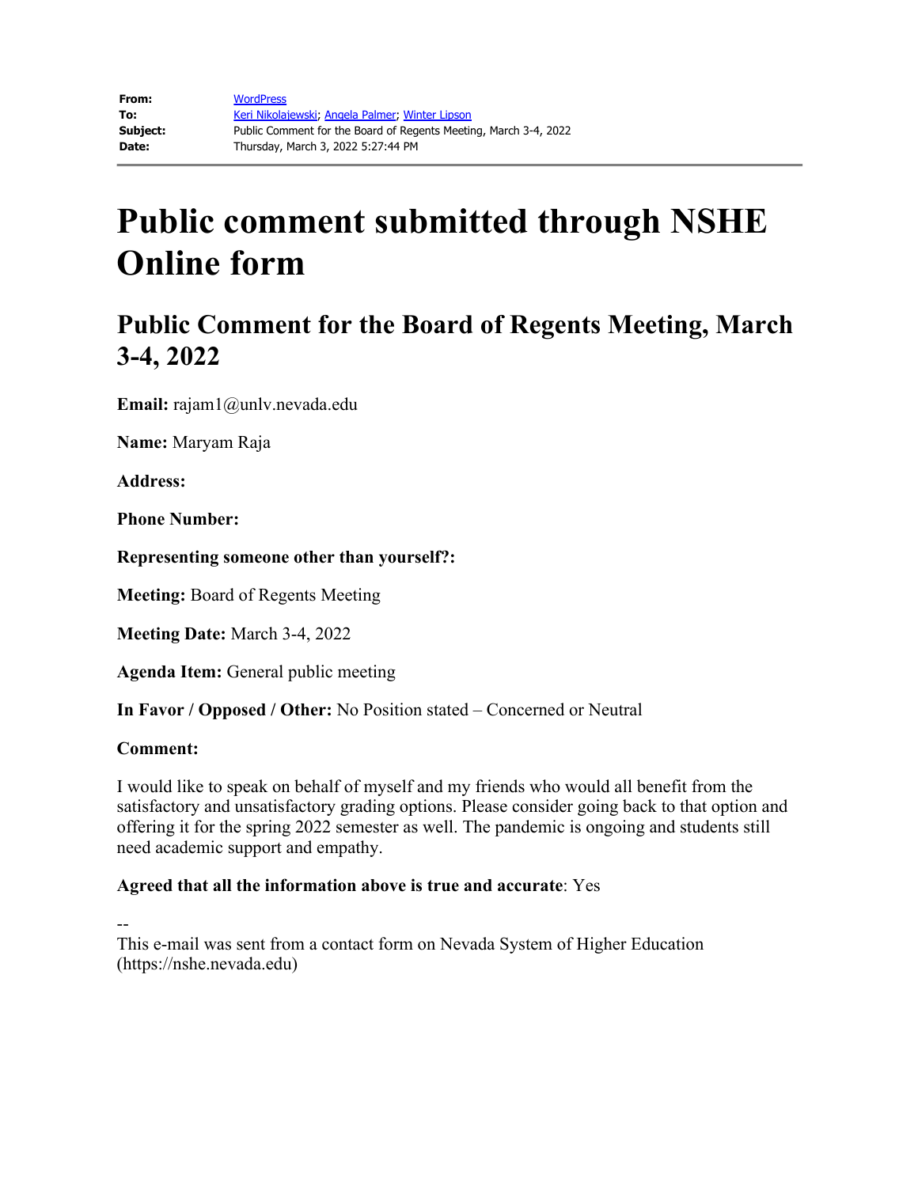**From:** WordPress
**To:** Keri Nikolajewski; Angela Palmer; Winter Lipson
**Subject:** Public Comment for the Board of Regents Meeting, March 3-4, 2022
**Date:** Thursday, March 3, 2022 5:27:44 PM

---

# Public comment submitted through NSHE Online form

## Public Comment for the Board of Regents Meeting, March 3-4, 2022

**Email:** rajam1@unlv.nevada.edu

**Name:** Maryam Raja

**Address:**

**Phone Number:**

**Representing someone other than yourself?:**

**Meeting:** Board of Regents Meeting

**Meeting Date:** March 3-4, 2022

**Agenda Item:** General public meeting

**In Favor / Opposed / Other:** No Position stated – Concerned or Neutral

**Comment:**

I would like to speak on behalf of myself and my friends who would all benefit from the satisfactory and unsatisfactory grading options. Please consider going back to that option and offering it for the spring 2022 semester as well. The pandemic is ongoing and students still need academic support and empathy.

**Agreed that all the information above is true and accurate**: Yes

--
This e-mail was sent from a contact form on Nevada System of Higher Education (https://nshe.nevada.edu)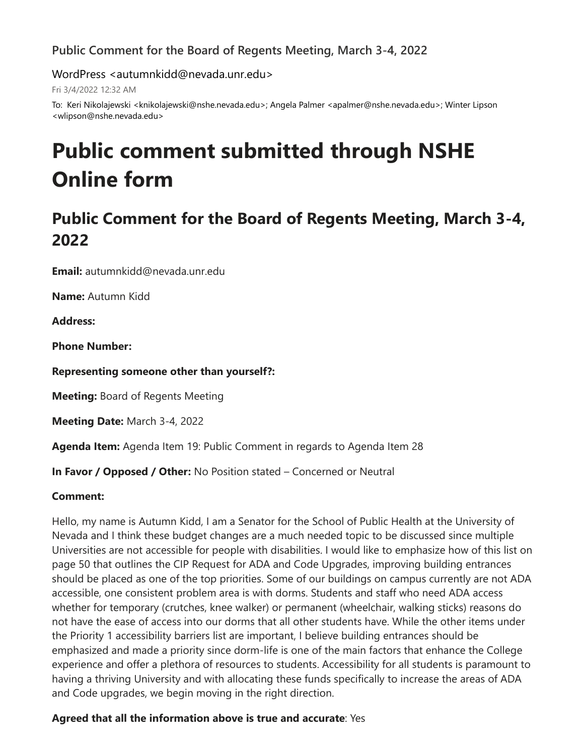Public Comment for the Board of Regents Meeting, March 3-4, 2022

WordPress <autumnkidd@nevada.unr.edu>

Fri 3/4/2022 12:32 AM

To: Keri Nikolajewski <knikolajewski@nshe.nevada.edu>; Angela Palmer <apalmer@nshe.nevada.edu>; Winter Lipson <wlipson@nshe.nevada.edu>

# Public comment submitted through NSHE Online form

## Public Comment for the Board of Regents Meeting, March 3-4, 2022

**Email:** autumnkidd@nevada.unr.edu

**Name:** Autumn Kidd

**Address:**

**Phone Number:**

**Representing someone other than yourself?:**

**Meeting:** Board of Regents Meeting

**Meeting Date:** March 3-4, 2022

**Agenda Item:** Agenda Item 19: Public Comment in regards to Agenda Item 28

**In Favor / Opposed / Other:** No Position stated – Concerned or Neutral

**Comment:**

Hello, my name is Autumn Kidd, I am a Senator for the School of Public Health at the University of Nevada and I think these budget changes are a much needed topic to be discussed since multiple Universities are not accessible for people with disabilities. I would like to emphasize how of this list on page 50 that outlines the CIP Request for ADA and Code Upgrades, improving building entrances should be placed as one of the top priorities. Some of our buildings on campus currently are not ADA accessible, one consistent problem area is with dorms. Students and staff who need ADA access whether for temporary (crutches, knee walker) or permanent (wheelchair, walking sticks) reasons do not have the ease of access into our dorms that all other students have. While the other items under the Priority 1 accessibility barriers list are important, I believe building entrances should be emphasized and made a priority since dorm-life is one of the main factors that enhance the College experience and offer a plethora of resources to students. Accessibility for all students is paramount to having a thriving University and with allocating these funds specifically to increase the areas of ADA and Code upgrades, we begin moving in the right direction.

**Agreed that all the information above is true and accurate**: Yes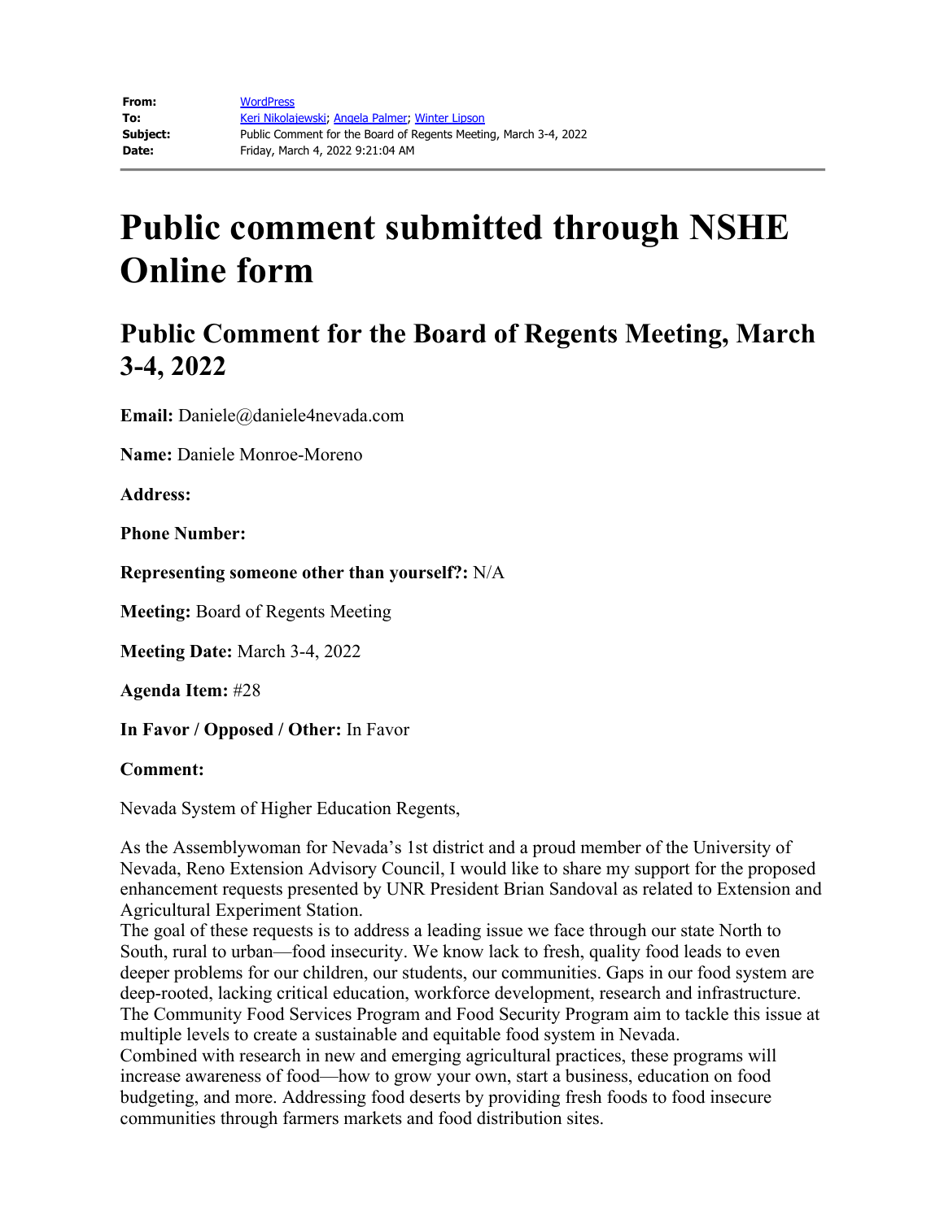**From:** WordPress
**To:** Keri Nikolajewski; Angela Palmer; Winter Lipson
**Subject:** Public Comment for the Board of Regents Meeting, March 3-4, 2022
**Date:** Friday, March 4, 2022 9:21:04 AM

# Public comment submitted through NSHE Online form

## Public Comment for the Board of Regents Meeting, March 3-4, 2022

**Email:** Daniele@daniele4nevada.com

**Name:** Daniele Monroe-Moreno

**Address:**

**Phone Number:**

**Representing someone other than yourself?:** N/A

**Meeting:** Board of Regents Meeting

**Meeting Date:** March 3-4, 2022

**Agenda Item:** #28

**In Favor / Opposed / Other:** In Favor

**Comment:**

Nevada System of Higher Education Regents,

As the Assemblywoman for Nevada's 1st district and a proud member of the University of Nevada, Reno Extension Advisory Council, I would like to share my support for the proposed enhancement requests presented by UNR President Brian Sandoval as related to Extension and Agricultural Experiment Station.
The goal of these requests is to address a leading issue we face through our state North to South, rural to urban—food insecurity. We know lack to fresh, quality food leads to even deeper problems for our children, our students, our communities. Gaps in our food system are deep-rooted, lacking critical education, workforce development, research and infrastructure. The Community Food Services Program and Food Security Program aim to tackle this issue at multiple levels to create a sustainable and equitable food system in Nevada.
Combined with research in new and emerging agricultural practices, these programs will increase awareness of food—how to grow your own, start a business, education on food budgeting, and more. Addressing food deserts by providing fresh foods to food insecure communities through farmers markets and food distribution sites.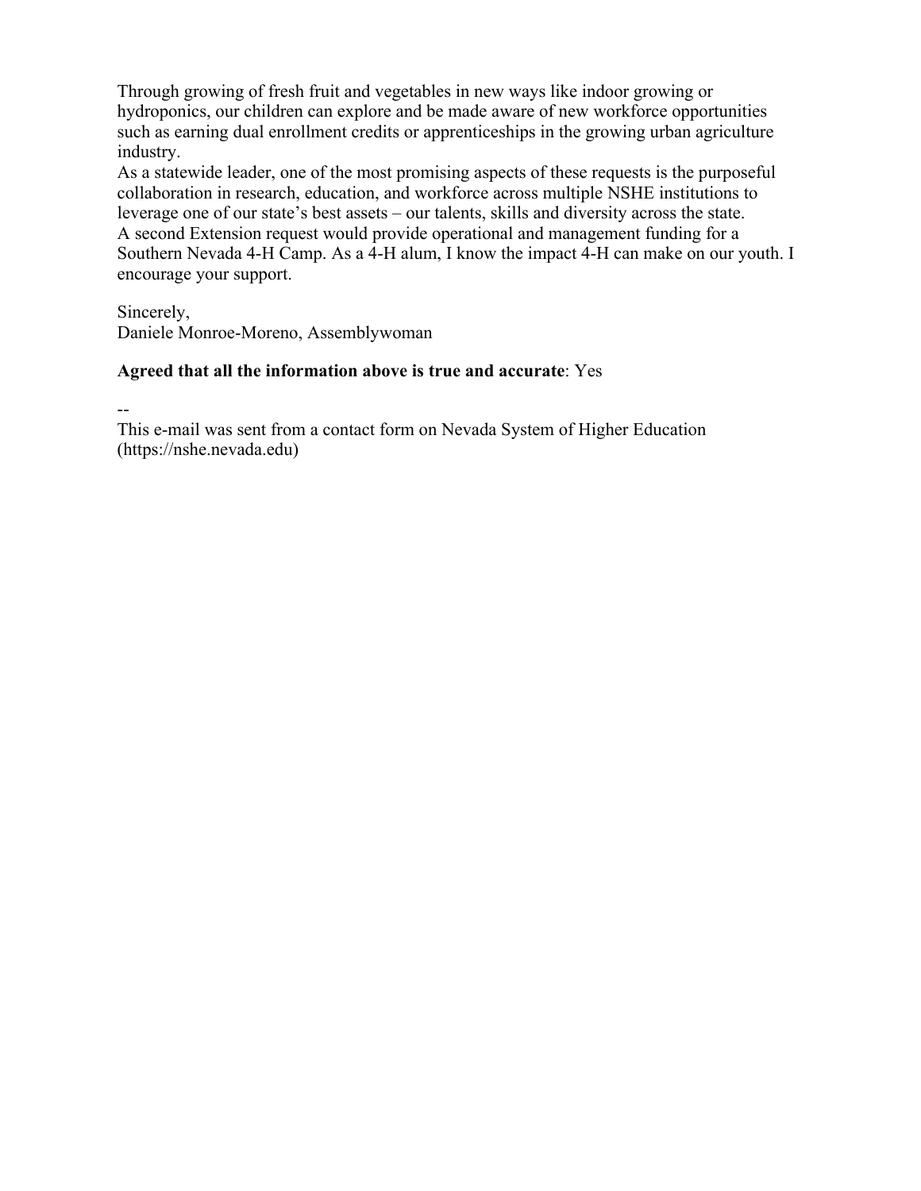Through growing of fresh fruit and vegetables in new ways like indoor growing or hydroponics, our children can explore and be made aware of new workforce opportunities such as earning dual enrollment credits or apprenticeships in the growing urban agriculture industry.

As a statewide leader, one of the most promising aspects of these requests is the purposeful collaboration in research, education, and workforce across multiple NSHE institutions to leverage one of our state's best assets – our talents, skills and diversity across the state.

A second Extension request would provide operational and management funding for a Southern Nevada 4-H Camp. As a 4-H alum, I know the impact 4-H can make on our youth. I encourage your support.

Sincerely,
Daniele Monroe-Moreno, Assemblywoman

**Agreed that all the information above is true and accurate**: Yes

--
This e-mail was sent from a contact form on Nevada System of Higher Education (https://nshe.nevada.edu)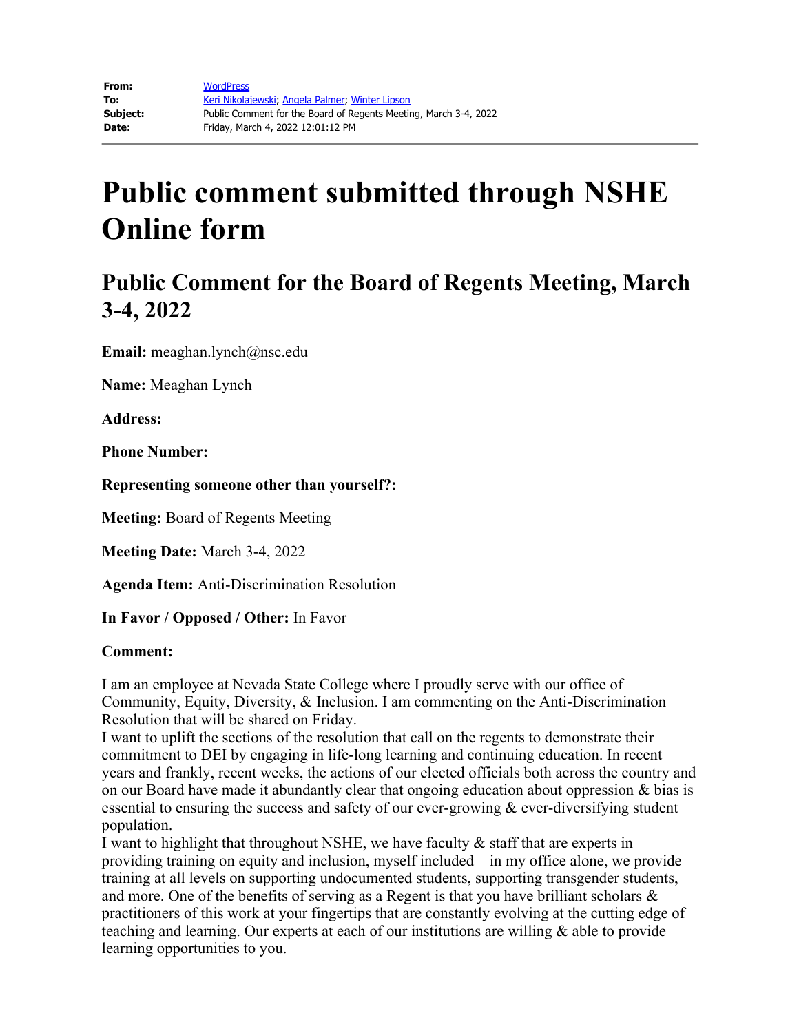| | |
|---|---|
| **From:** | WordPress |
| **To:** | Keri Nikolajewski; Angela Palmer; Winter Lipson |
| **Subject:** | Public Comment for the Board of Regents Meeting, March 3-4, 2022 |
| **Date:** | Friday, March 4, 2022 12:01:12 PM |

# Public comment submitted through NSHE Online form

## Public Comment for the Board of Regents Meeting, March 3-4, 2022

**Email:** meaghan.lynch@nsc.edu

**Name:** Meaghan Lynch

**Address:**

**Phone Number:**

**Representing someone other than yourself?:**

**Meeting:** Board of Regents Meeting

**Meeting Date:** March 3-4, 2022

**Agenda Item:** Anti-Discrimination Resolution

**In Favor / Opposed / Other:** In Favor

**Comment:**

I am an employee at Nevada State College where I proudly serve with our office of Community, Equity, Diversity, & Inclusion. I am commenting on the Anti-Discrimination Resolution that will be shared on Friday.
I want to uplift the sections of the resolution that call on the regents to demonstrate their commitment to DEI by engaging in life-long learning and continuing education. In recent years and frankly, recent weeks, the actions of our elected officials both across the country and on our Board have made it abundantly clear that ongoing education about oppression & bias is essential to ensuring the success and safety of our ever-growing & ever-diversifying student population.
I want to highlight that throughout NSHE, we have faculty & staff that are experts in providing training on equity and inclusion, myself included – in my office alone, we provide training at all levels on supporting undocumented students, supporting transgender students, and more. One of the benefits of serving as a Regent is that you have brilliant scholars & practitioners of this work at your fingertips that are constantly evolving at the cutting edge of teaching and learning. Our experts at each of our institutions are willing & able to provide learning opportunities to you.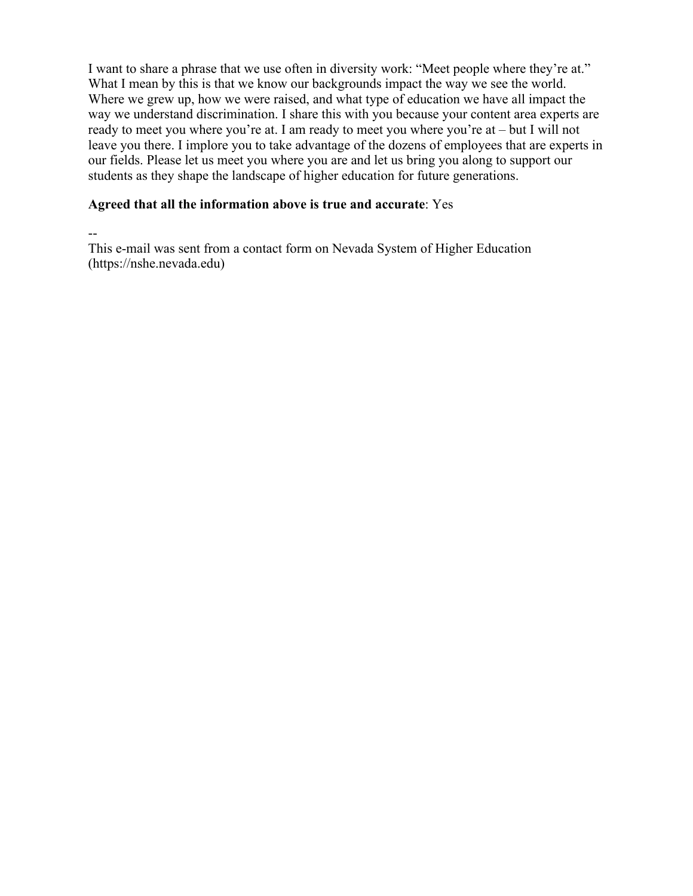I want to share a phrase that we use often in diversity work: "Meet people where they're at." What I mean by this is that we know our backgrounds impact the way we see the world. Where we grew up, how we were raised, and what type of education we have all impact the way we understand discrimination. I share this with you because your content area experts are ready to meet you where you're at. I am ready to meet you where you're at – but I will not leave you there. I implore you to take advantage of the dozens of employees that are experts in our fields. Please let us meet you where you are and let us bring you along to support our students as they shape the landscape of higher education for future generations.

**Agreed that all the information above is true and accurate**: Yes

--
This e-mail was sent from a contact form on Nevada System of Higher Education (https://nshe.nevada.edu)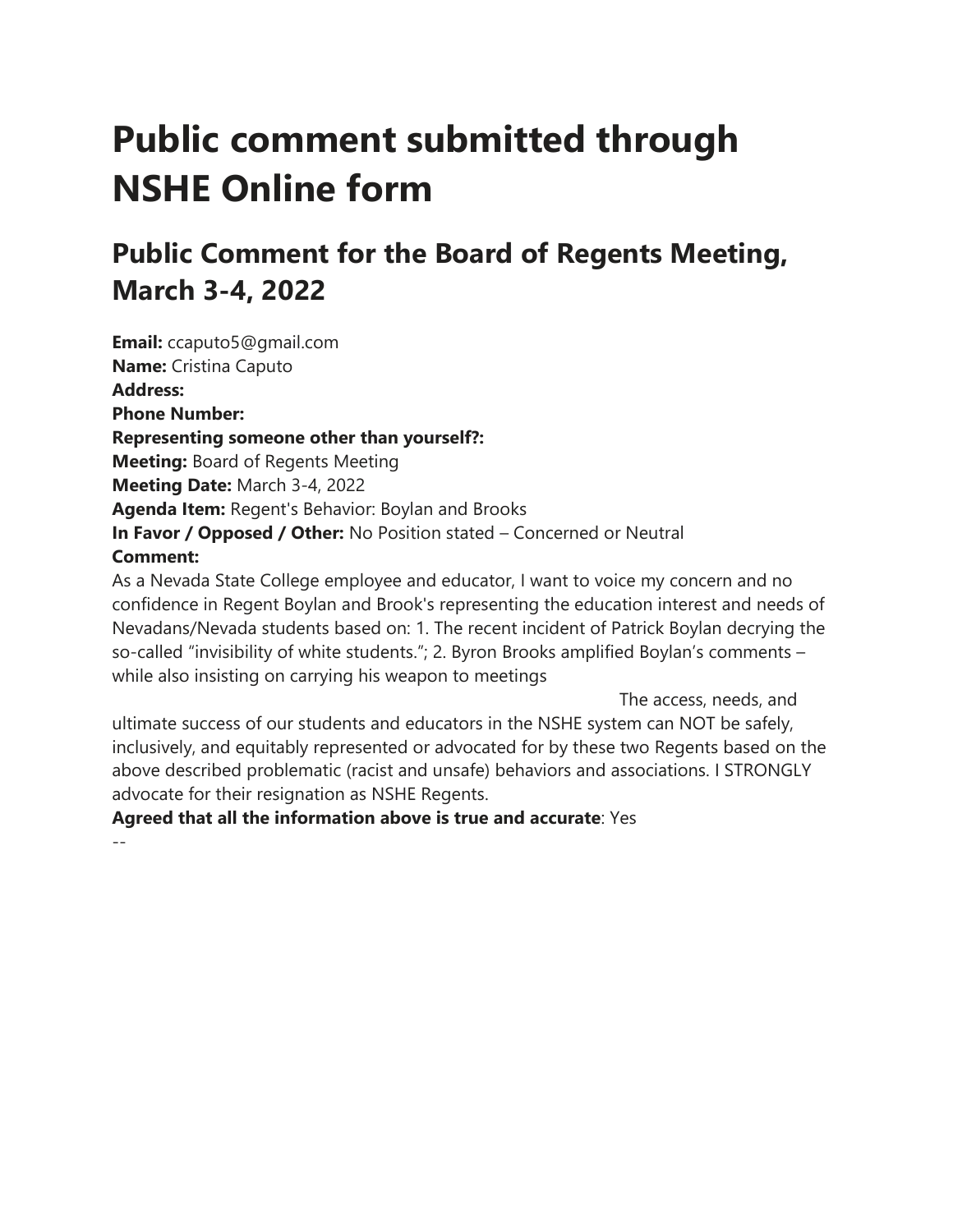# Public comment submitted through NSHE Online form

## Public Comment for the Board of Regents Meeting, March 3-4, 2022

**Email:** ccaputo5@gmail.com
**Name:** Cristina Caputo
**Address:**
**Phone Number:**
**Representing someone other than yourself?:**
**Meeting:** Board of Regents Meeting
**Meeting Date:** March 3-4, 2022
**Agenda Item:** Regent's Behavior: Boylan and Brooks
**In Favor / Opposed / Other:** No Position stated – Concerned or Neutral
**Comment:**
As a Nevada State College employee and educator, I want to voice my concern and no confidence in Regent Boylan and Brook's representing the education interest and needs of Nevadans/Nevada students based on: 1. The recent incident of Patrick Boylan decrying the so-called "invisibility of white students."; 2. Byron Brooks amplified Boylan's comments – while also insisting on carrying his weapon to meetings

The access, needs, and ultimate success of our students and educators in the NSHE system can NOT be safely, inclusively, and equitably represented or advocated for by these two Regents based on the above described problematic (racist and unsafe) behaviors and associations. I STRONGLY advocate for their resignation as NSHE Regents.

**Agreed that all the information above is true and accurate**: Yes

--